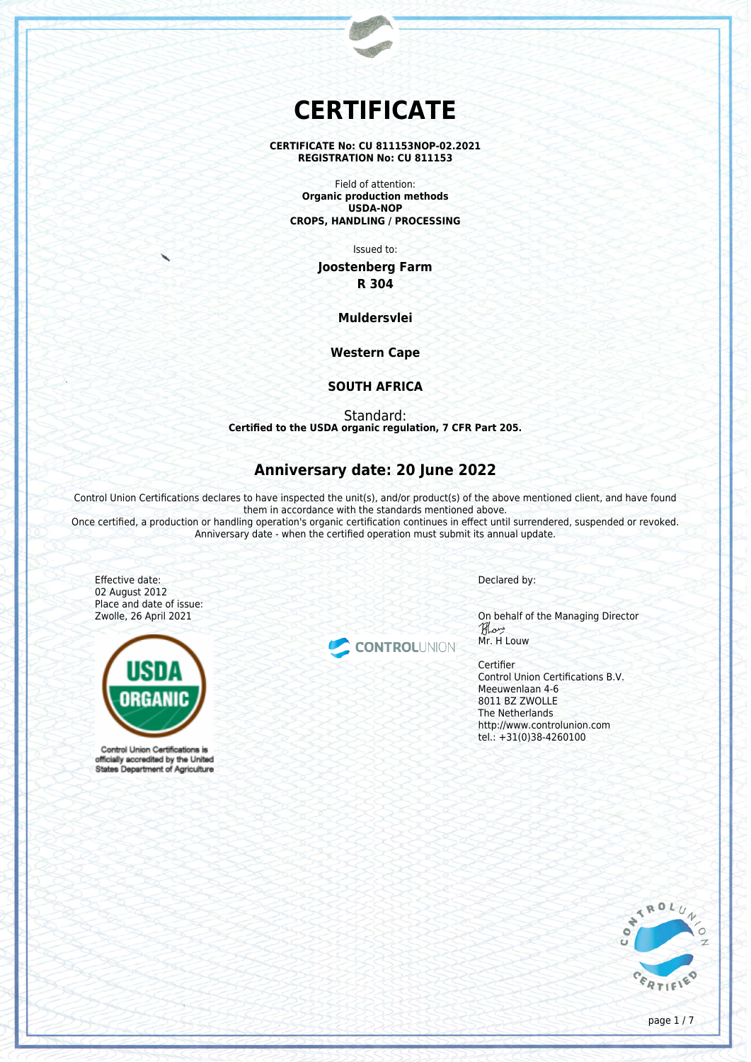# CERTIFICATE

**CERTIFICATE No: CU 811153NOP-02.2021**
**REGISTRATION No: CU 811153**

Field of attention:
**Organic production methods**
**USDA-NOP**
**CROPS, HANDLING / PROCESSING**

Issued to:

**Joostenberg Farm**
**R 304**

**Muldersvlei**

**Western Cape**

**SOUTH AFRICA**

Standard:
**Certified to the USDA organic regulation, 7 CFR Part 205.**

## Anniversary date: 20 June 2022

Control Union Certifications declares to have inspected the unit(s), and/or product(s) of the above mentioned client, and have found them in accordance with the standards mentioned above.
Once certified, a production or handling operation's organic certification continues in effect until surrendered, suspended or revoked.
Anniversary date - when the certified operation must submit its annual update.

Effective date:
02 August 2012
Place and date of issue:
Zwolle, 26 April 2021

USDA ORGANIC

Control Union Certifications is officially accredited by the United States Department of Agriculture

CONTROLUNION

Declared by:

On behalf of the Managing Director
Mr. H Louw

Certifier
Control Union Certifications B.V.
Meeuwenlaan 4-6
8011 BZ ZWOLLE
The Netherlands
http://www.controlunion.com
tel.: +31(0)38-4260100

CONTROL UNION CERTIFIED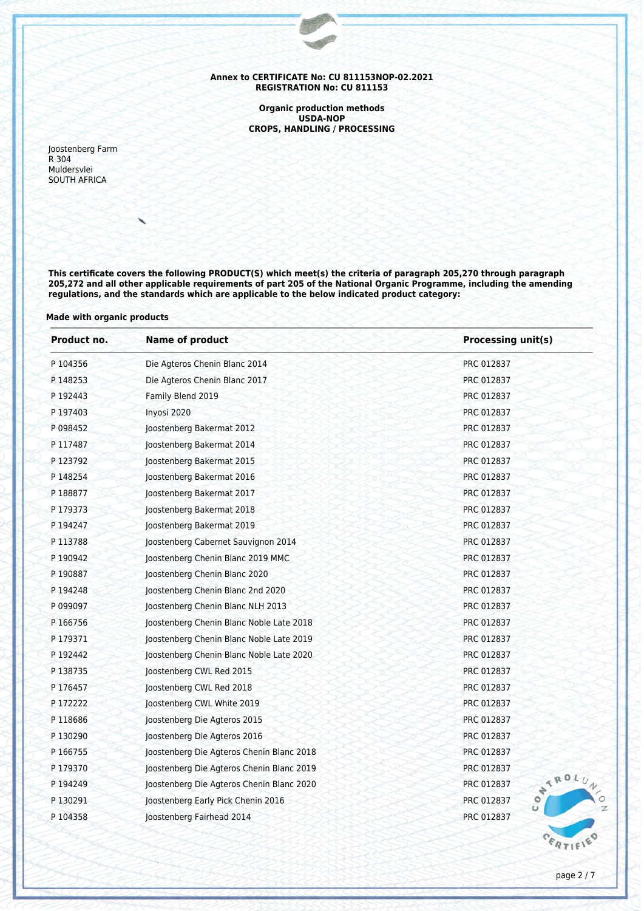**Annex to CERTIFICATE No: CU 811153NOP-02.2021**
**REGISTRATION No: CU 811153**

**Organic production methods**
**USDA-NOP**
**CROPS, HANDLING / PROCESSING**

Joostenberg Farm
R 304
Muldersvlei
SOUTH AFRICA

**This certificate covers the following PRODUCT(S) which meet(s) the criteria of paragraph 205,270 through paragraph 205,272 and all other applicable requirements of part 205 of the National Organic Programme, including the amending regulations, and the standards which are applicable to the below indicated product category:**

**Made with organic products**

| Product no. | Name of product | Processing unit(s) |
|---|---|---|
| P 104356 | Die Agteros Chenin Blanc 2014 | PRC 012837 |
| P 148253 | Die Agteros Chenin Blanc 2017 | PRC 012837 |
| P 192443 | Family Blend 2019 | PRC 012837 |
| P 197403 | Inyosi 2020 | PRC 012837 |
| P 098452 | Joostenberg Bakermat 2012 | PRC 012837 |
| P 117487 | Joostenberg Bakermat 2014 | PRC 012837 |
| P 123792 | Joostenberg Bakermat 2015 | PRC 012837 |
| P 148254 | Joostenberg Bakermat 2016 | PRC 012837 |
| P 188877 | Joostenberg Bakermat 2017 | PRC 012837 |
| P 179373 | Joostenberg Bakermat 2018 | PRC 012837 |
| P 194247 | Joostenberg Bakermat 2019 | PRC 012837 |
| P 113788 | Joostenberg Cabernet Sauvignon 2014 | PRC 012837 |
| P 190942 | Joostenberg Chenin Blanc 2019 MMC | PRC 012837 |
| P 190887 | Joostenberg Chenin Blanc 2020 | PRC 012837 |
| P 194248 | Joostenberg Chenin Blanc 2nd 2020 | PRC 012837 |
| P 099097 | Joostenberg Chenin Blanc NLH 2013 | PRC 012837 |
| P 166756 | Joostenberg Chenin Blanc Noble Late 2018 | PRC 012837 |
| P 179371 | Joostenberg Chenin Blanc Noble Late 2019 | PRC 012837 |
| P 192442 | Joostenberg Chenin Blanc Noble Late 2020 | PRC 012837 |
| P 138735 | Joostenberg CWL Red 2015 | PRC 012837 |
| P 176457 | Joostenberg CWL Red 2018 | PRC 012837 |
| P 172222 | Joostenberg CWL White 2019 | PRC 012837 |
| P 118686 | Joostenberg Die Agteros 2015 | PRC 012837 |
| P 130290 | Joostenberg Die Agteros 2016 | PRC 012837 |
| P 166755 | Joostenberg Die Agteros Chenin Blanc 2018 | PRC 012837 |
| P 179370 | Joostenberg Die Agteros Chenin Blanc 2019 | PRC 012837 |
| P 194249 | Joostenberg Die Agteros Chenin Blanc 2020 | PRC 012837 |
| P 130291 | Joostenberg Early Pick Chenin 2016 | PRC 012837 |
| P 104358 | Joostenberg Fairhead 2014 | PRC 012837 |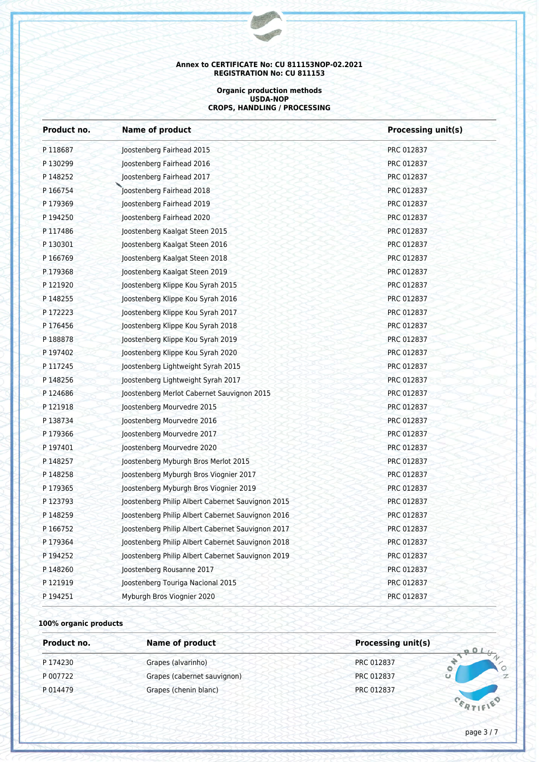**Annex to CERTIFICATE No: CU 811153NOP-02.2021**
**REGISTRATION No: CU 811153**

**Organic production methods**
**USDA-NOP**
**CROPS, HANDLING / PROCESSING**

| Product no. | Name of product | Processing unit(s) |
|---|---|---|
| P 118687 | Joostenberg Fairhead 2015 | PRC 012837 |
| P 130299 | Joostenberg Fairhead 2016 | PRC 012837 |
| P 148252 | Joostenberg Fairhead 2017 | PRC 012837 |
| P 166754 | Joostenberg Fairhead 2018 | PRC 012837 |
| P 179369 | Joostenberg Fairhead 2019 | PRC 012837 |
| P 194250 | Joostenberg Fairhead 2020 | PRC 012837 |
| P 117486 | Joostenberg Kaalgat Steen 2015 | PRC 012837 |
| P 130301 | Joostenberg Kaalgat Steen 2016 | PRC 012837 |
| P 166769 | Joostenberg Kaalgat Steen 2018 | PRC 012837 |
| P 179368 | Joostenberg Kaalgat Steen 2019 | PRC 012837 |
| P 121920 | Joostenberg Klippe Kou Syrah 2015 | PRC 012837 |
| P 148255 | Joostenberg Klippe Kou Syrah 2016 | PRC 012837 |
| P 172223 | Joostenberg Klippe Kou Syrah 2017 | PRC 012837 |
| P 176456 | Joostenberg Klippe Kou Syrah 2018 | PRC 012837 |
| P 188878 | Joostenberg Klippe Kou Syrah 2019 | PRC 012837 |
| P 197402 | Joostenberg Klippe Kou Syrah 2020 | PRC 012837 |
| P 117245 | Joostenberg Lightweight Syrah 2015 | PRC 012837 |
| P 148256 | Joostenberg Lightweight Syrah 2017 | PRC 012837 |
| P 124686 | Joostenberg Merlot Cabernet Sauvignon 2015 | PRC 012837 |
| P 121918 | Joostenberg Mourvedre 2015 | PRC 012837 |
| P 138734 | Joostenberg Mourvedre 2016 | PRC 012837 |
| P 179366 | Joostenberg Mourvedre 2017 | PRC 012837 |
| P 197401 | Joostenberg Mourvedre 2020 | PRC 012837 |
| P 148257 | Joostenberg Myburgh Bros Merlot 2015 | PRC 012837 |
| P 148258 | Joostenberg Myburgh Bros Viognier 2017 | PRC 012837 |
| P 179365 | Joostenberg Myburgh Bros Viognier 2019 | PRC 012837 |
| P 123793 | Joostenberg Philip Albert Cabernet Sauvignon 2015 | PRC 012837 |
| P 148259 | Joostenberg Philip Albert Cabernet Sauvignon 2016 | PRC 012837 |
| P 166752 | Joostenberg Philip Albert Cabernet Sauvignon 2017 | PRC 012837 |
| P 179364 | Joostenberg Philip Albert Cabernet Sauvignon 2018 | PRC 012837 |
| P 194252 | Joostenberg Philip Albert Cabernet Sauvignon 2019 | PRC 012837 |
| P 148260 | Joostenberg Rousanne 2017 | PRC 012837 |
| P 121919 | Joostenberg Touriga Nacional 2015 | PRC 012837 |
| P 194251 | Myburgh Bros Viognier 2020 | PRC 012837 |

**100% organic products**

| Product no. | Name of product | Processing unit(s) |
|---|---|---|
| P 174230 | Grapes (alvarinho) | PRC 012837 |
| P 007722 | Grapes (cabernet sauvignon) | PRC 012837 |
| P 014479 | Grapes (chenin blanc) | PRC 012837 |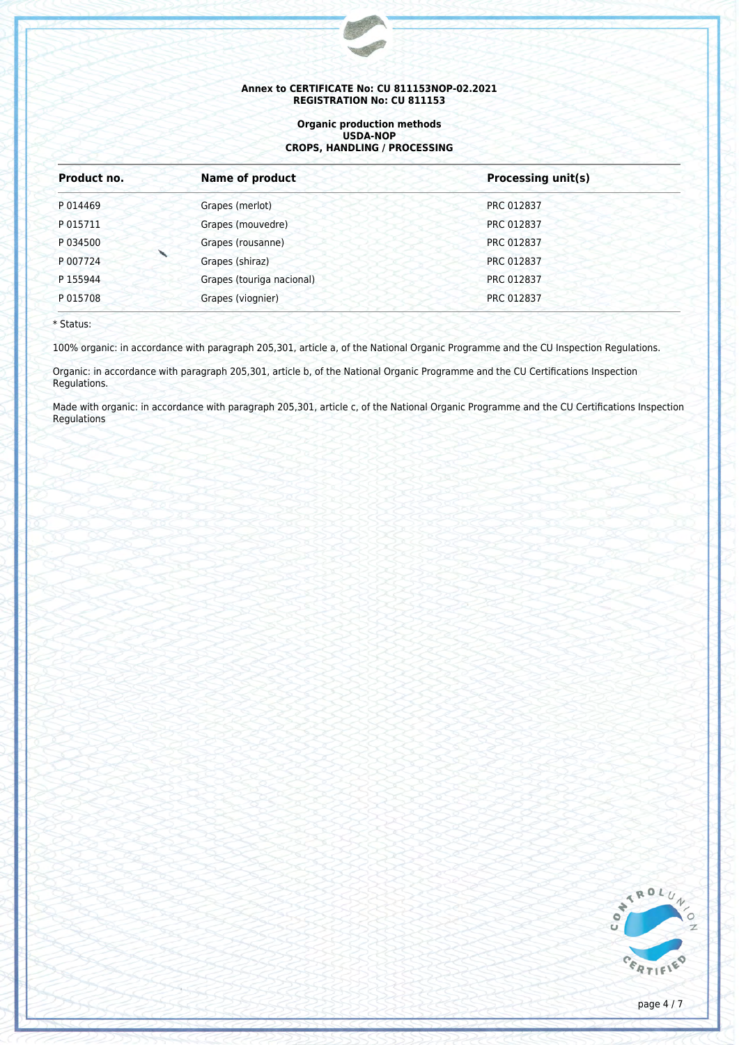**Annex to CERTIFICATE No: CU 811153NOP-02.2021**
**REGISTRATION No: CU 811153**

**Organic production methods**
**USDA-NOP**
**CROPS, HANDLING / PROCESSING**

| Product no. | Name of product | Processing unit(s) |
|---|---|---|
| P 014469 | Grapes (merlot) | PRC 012837 |
| P 015711 | Grapes (mouvedre) | PRC 012837 |
| P 034500 | Grapes (rousanne) | PRC 012837 |
| P 007724 | Grapes (shiraz) | PRC 012837 |
| P 155944 | Grapes (touriga nacional) | PRC 012837 |
| P 015708 | Grapes (viognier) | PRC 012837 |

* Status:

100% organic: in accordance with paragraph 205,301, article a, of the National Organic Programme and the CU Inspection Regulations.

Organic: in accordance with paragraph 205,301, article b, of the National Organic Programme and the CU Certifications Inspection Regulations.

Made with organic: in accordance with paragraph 205,301, article c, of the National Organic Programme and the CU Certifications Inspection Regulations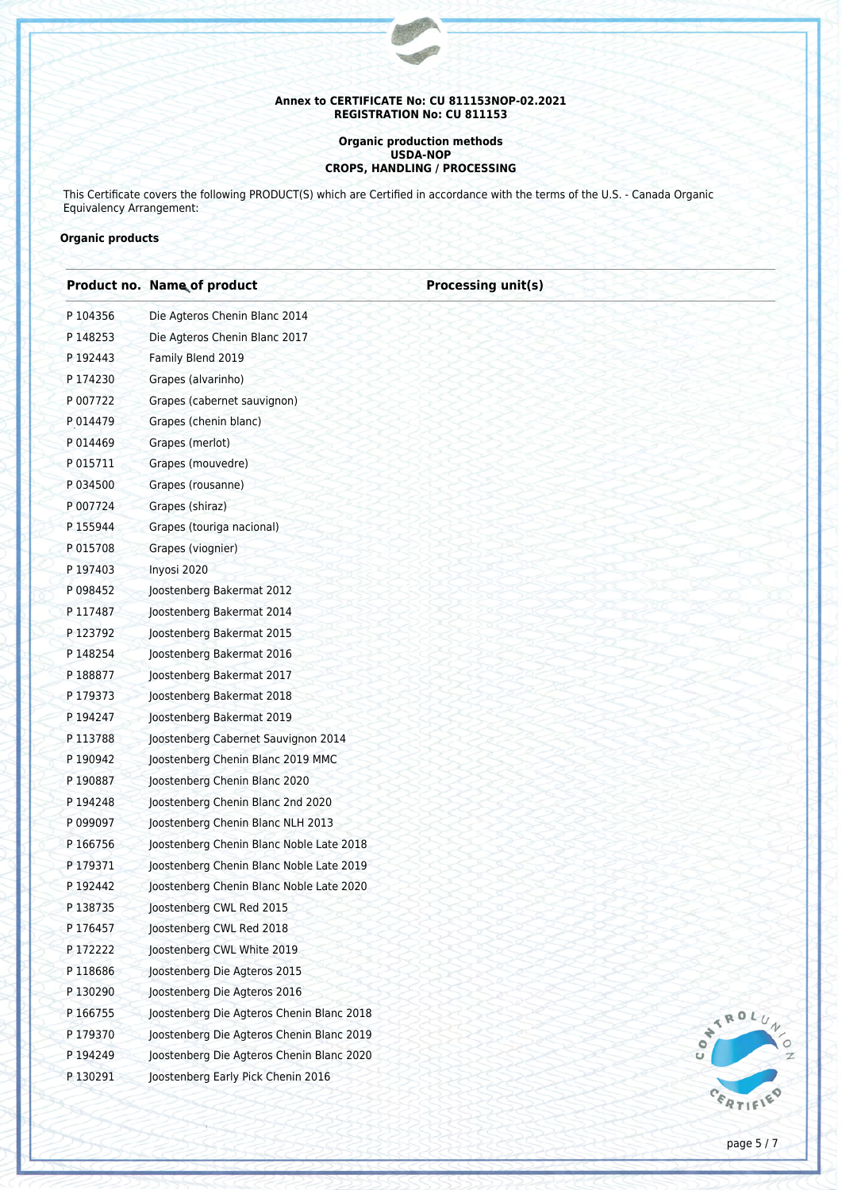**Annex to CERTIFICATE No: CU 811153NOP-02.2021**
**REGISTRATION No: CU 811153**

**Organic production methods**
**USDA-NOP**
**CROPS, HANDLING / PROCESSING**

This Certificate covers the following PRODUCT(S) which are Certified in accordance with the terms of the U.S. - Canada Organic Equivalency Arrangement:

**Organic products**

| Product no. | Name of product | Processing unit(s) |
|---|---|---|
| P 104356 | Die Agteros Chenin Blanc 2014 | |
| P 148253 | Die Agteros Chenin Blanc 2017 | |
| P 192443 | Family Blend 2019 | |
| P 174230 | Grapes (alvarinho) | |
| P 007722 | Grapes (cabernet sauvignon) | |
| P 014479 | Grapes (chenin blanc) | |
| P 014469 | Grapes (merlot) | |
| P 015711 | Grapes (mouvedre) | |
| P 034500 | Grapes (rousanne) | |
| P 007724 | Grapes (shiraz) | |
| P 155944 | Grapes (touriga nacional) | |
| P 015708 | Grapes (viognier) | |
| P 197403 | Inyosi 2020 | |
| P 098452 | Joostenberg Bakermat 2012 | |
| P 117487 | Joostenberg Bakermat 2014 | |
| P 123792 | Joostenberg Bakermat 2015 | |
| P 148254 | Joostenberg Bakermat 2016 | |
| P 188877 | Joostenberg Bakermat 2017 | |
| P 179373 | Joostenberg Bakermat 2018 | |
| P 194247 | Joostenberg Bakermat 2019 | |
| P 113788 | Joostenberg Cabernet Sauvignon 2014 | |
| P 190942 | Joostenberg Chenin Blanc 2019 MMC | |
| P 190887 | Joostenberg Chenin Blanc 2020 | |
| P 194248 | Joostenberg Chenin Blanc 2nd 2020 | |
| P 099097 | Joostenberg Chenin Blanc NLH 2013 | |
| P 166756 | Joostenberg Chenin Blanc Noble Late 2018 | |
| P 179371 | Joostenberg Chenin Blanc Noble Late 2019 | |
| P 192442 | Joostenberg Chenin Blanc Noble Late 2020 | |
| P 138735 | Joostenberg CWL Red 2015 | |
| P 176457 | Joostenberg CWL Red 2018 | |
| P 172222 | Joostenberg CWL White 2019 | |
| P 118686 | Joostenberg Die Agteros 2015 | |
| P 130290 | Joostenberg Die Agteros 2016 | |
| P 166755 | Joostenberg Die Agteros Chenin Blanc 2018 | |
| P 179370 | Joostenberg Die Agteros Chenin Blanc 2019 | |
| P 194249 | Joostenberg Die Agteros Chenin Blanc 2020 | |
| P 130291 | Joostenberg Early Pick Chenin 2016 | |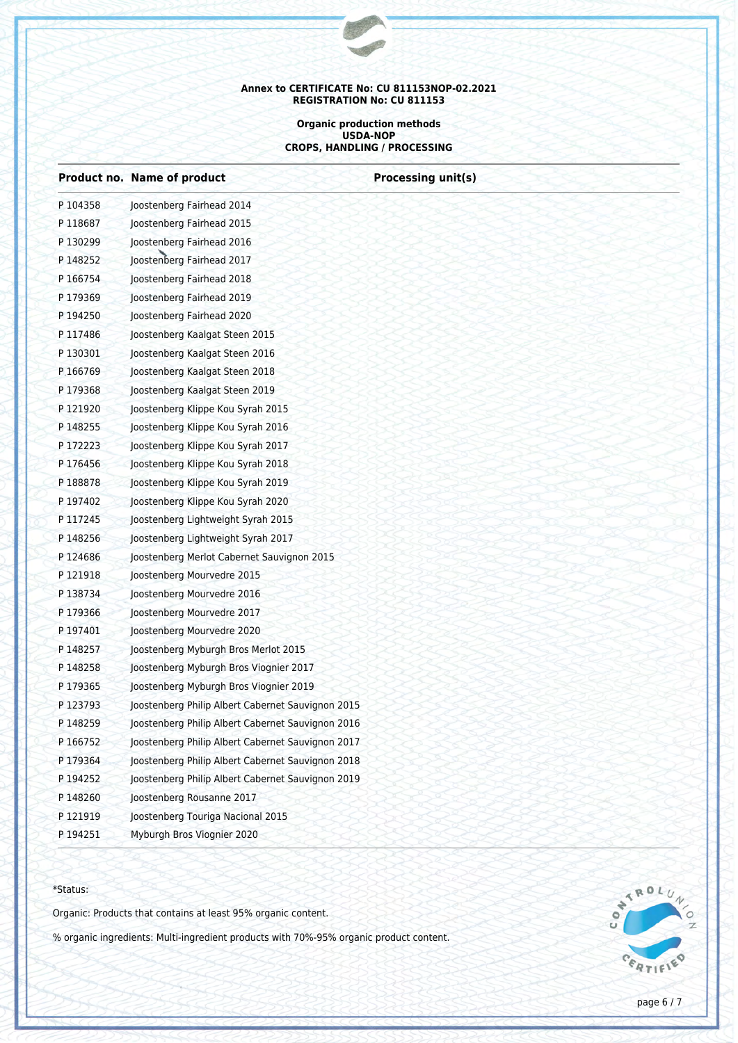**Annex to CERTIFICATE No: CU 811153NOP-02.2021**
**REGISTRATION No: CU 811153**

**Organic production methods**
**USDA-NOP**
**CROPS, HANDLING / PROCESSING**

| Product no. | Name of product | Processing unit(s) |
|---|---|---|
| P 104358 | Joostenberg Fairhead 2014 | |
| P 118687 | Joostenberg Fairhead 2015 | |
| P 130299 | Joostenberg Fairhead 2016 | |
| P 148252 | Joostenberg Fairhead 2017 | |
| P 166754 | Joostenberg Fairhead 2018 | |
| P 179369 | Joostenberg Fairhead 2019 | |
| P 194250 | Joostenberg Fairhead 2020 | |
| P 117486 | Joostenberg Kaalgat Steen 2015 | |
| P 130301 | Joostenberg Kaalgat Steen 2016 | |
| P 166769 | Joostenberg Kaalgat Steen 2018 | |
| P 179368 | Joostenberg Kaalgat Steen 2019 | |
| P 121920 | Joostenberg Klippe Kou Syrah 2015 | |
| P 148255 | Joostenberg Klippe Kou Syrah 2016 | |
| P 172223 | Joostenberg Klippe Kou Syrah 2017 | |
| P 176456 | Joostenberg Klippe Kou Syrah 2018 | |
| P 188878 | Joostenberg Klippe Kou Syrah 2019 | |
| P 197402 | Joostenberg Klippe Kou Syrah 2020 | |
| P 117245 | Joostenberg Lightweight Syrah 2015 | |
| P 148256 | Joostenberg Lightweight Syrah 2017 | |
| P 124686 | Joostenberg Merlot Cabernet Sauvignon 2015 | |
| P 121918 | Joostenberg Mourvedre 2015 | |
| P 138734 | Joostenberg Mourvedre 2016 | |
| P 179366 | Joostenberg Mourvedre 2017 | |
| P 197401 | Joostenberg Mourvedre 2020 | |
| P 148257 | Joostenberg Myburgh Bros Merlot 2015 | |
| P 148258 | Joostenberg Myburgh Bros Viognier 2017 | |
| P 179365 | Joostenberg Myburgh Bros Viognier 2019 | |
| P 123793 | Joostenberg Philip Albert Cabernet Sauvignon 2015 | |
| P 148259 | Joostenberg Philip Albert Cabernet Sauvignon 2016 | |
| P 166752 | Joostenberg Philip Albert Cabernet Sauvignon 2017 | |
| P 179364 | Joostenberg Philip Albert Cabernet Sauvignon 2018 | |
| P 194252 | Joostenberg Philip Albert Cabernet Sauvignon 2019 | |
| P 148260 | Joostenberg Rousanne 2017 | |
| P 121919 | Joostenberg Touriga Nacional 2015 | |
| P 194251 | Myburgh Bros Viognier 2020 | |

*Status:

Organic: Products that contains at least 95% organic content.

% organic ingredients: Multi-ingredient products with 70%-95% organic product content.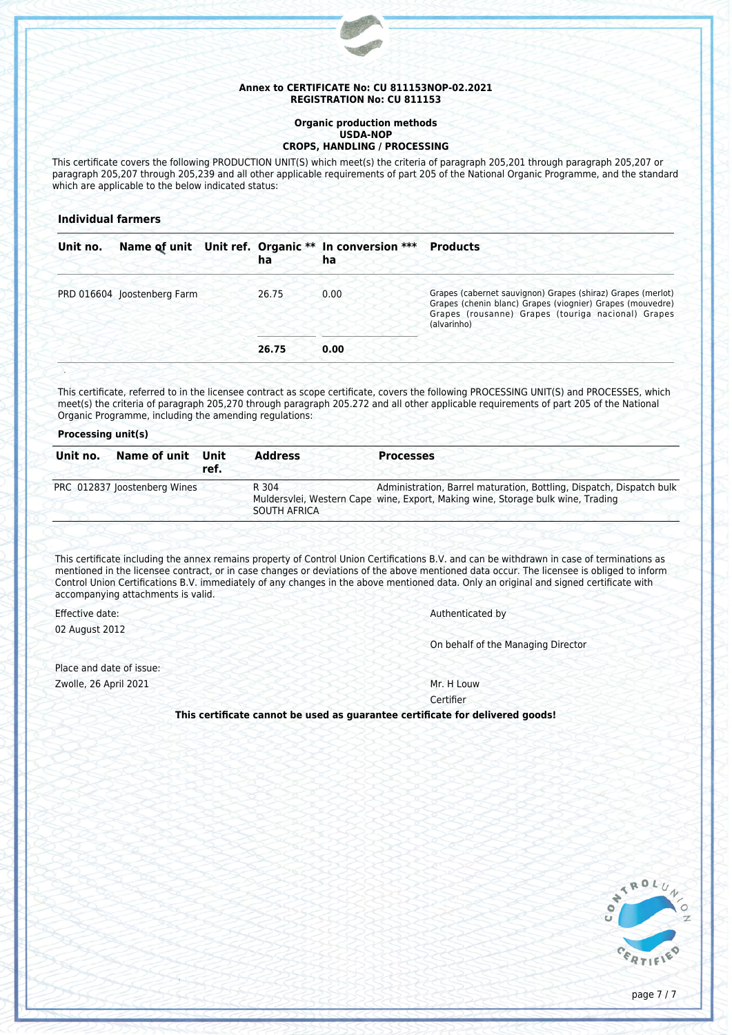**Annex to CERTIFICATE No: CU 811153NOP-02.2021**
**REGISTRATION No: CU 811153**

**Organic production methods**
**USDA-NOP**
**CROPS, HANDLING / PROCESSING**

This certificate covers the following PRODUCTION UNIT(S) which meet(s) the criteria of paragraph 205,201 through paragraph 205,207 or paragraph 205,207 through 205,239 and all other applicable requirements of part 205 of the National Organic Programme, and the standard which are applicable to the below indicated status:

### Individual farmers

| Unit no. | Name of unit | Unit ref. | Organic ** ha | In conversion *** ha | Products |
|---|---|---|---|---|---|
| PRD 016604 | Joostenberg Farm | | 26.75 | 0.00 | Grapes (cabernet sauvignon) Grapes (shiraz) Grapes (merlot) Grapes (chenin blanc) Grapes (viognier) Grapes (mouvedre) Grapes (rousanne) Grapes (touriga nacional) Grapes (alvarinho) |
| | | | **26.75** | **0.00** | |

This certificate, referred to in the licensee contract as scope certificate, covers the following PROCESSING UNIT(S) and PROCESSES, which meet(s) the criteria of paragraph 205,270 through paragraph 205.272 and all other applicable requirements of part 205 of the National Organic Programme, including the amending regulations:

**Processing unit(s)**

| Unit no. | Name of unit | Unit ref. | Address | Processes |
|---|---|---|---|---|
| PRC 012837 | Joostenberg Wines | | R 304 Muldersvlei, Western Cape SOUTH AFRICA | Administration, Barrel maturation, Bottling, Dispatch, Dispatch bulk wine, Export, Making wine, Storage bulk wine, Trading |

This certificate including the annex remains property of Control Union Certifications B.V. and can be withdrawn in case of terminations as mentioned in the licensee contract, or in case changes or deviations of the above mentioned data occur. The licensee is obliged to inform Control Union Certifications B.V. immediately of any changes in the above mentioned data. Only an original and signed certificate with accompanying attachments is valid.

Effective date:
02 August 2012

Place and date of issue:
Zwolle, 26 April 2021

Authenticated by

On behalf of the Managing Director

Mr. H Louw
Certifier

**This certificate cannot be used as guarantee certificate for delivered goods!**